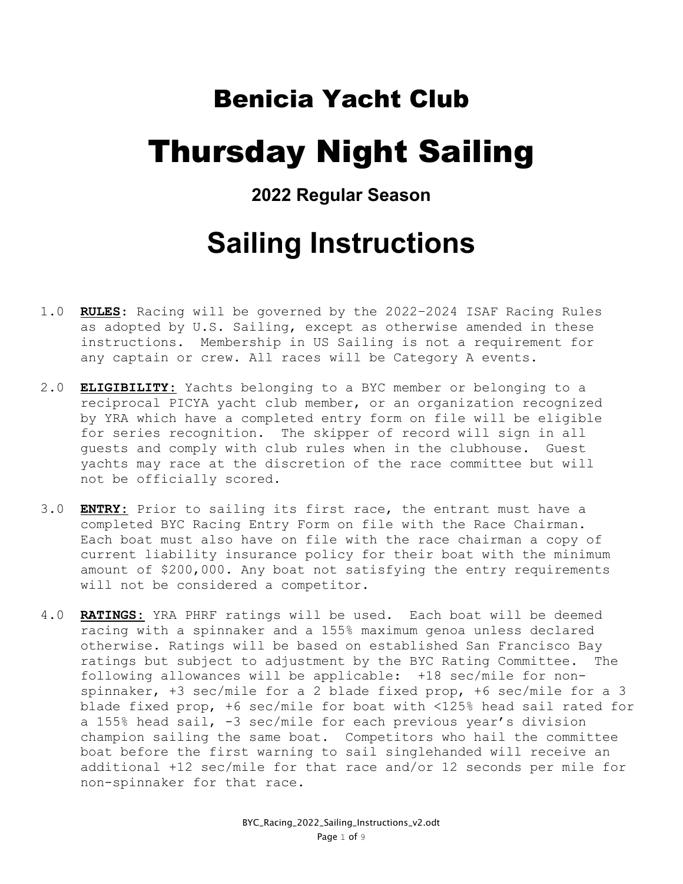# Benicia Yacht Club

# Thursday Night Sailing

### 2022 Regular Season

## Sailing Instructions

1.0 **RULES**: Racing will be governed by the 2022-2024 ISAF Racing Rules as adopted by U.S. Sailing, except as otherwise amended in these instructions. Membership in US Sailing is not a requirement for any captain or crew. All races will be Category A events.

2.0 **ELIGIBILITY:** Yachts belonging to a BYC member or belonging to a reciprocal PICYA yacht club member, or an organization recognized by YRA which have a completed entry form on file will be eligible for series recognition. The skipper of record will sign in all guests and comply with club rules when in the clubhouse. Guest yachts may race at the discretion of the race committee but will not be officially scored.

3.0 **ENTRY:** Prior to sailing its first race, the entrant must have a completed BYC Racing Entry Form on file with the Race Chairman. Each boat must also have on file with the race chairman a copy of current liability insurance policy for their boat with the minimum amount of $200,000. Any boat not satisfying the entry requirements will not be considered a competitor.

4.0 **RATINGS:** YRA PHRF ratings will be used. Each boat will be deemed racing with a spinnaker and a 155% maximum genoa unless declared otherwise. Ratings will be based on established San Francisco Bay ratings but subject to adjustment by the BYC Rating Committee. The following allowances will be applicable: +18 sec/mile for non-spinnaker, +3 sec/mile for a 2 blade fixed prop, +6 sec/mile for a 3 blade fixed prop, +6 sec/mile for boat with <125% head sail rated for a 155% head sail, -3 sec/mile for each previous year's division champion sailing the same boat. Competitors who hail the committee boat before the first warning to sail singlehanded will receive an additional +12 sec/mile for that race and/or 12 seconds per mile for non-spinnaker for that race.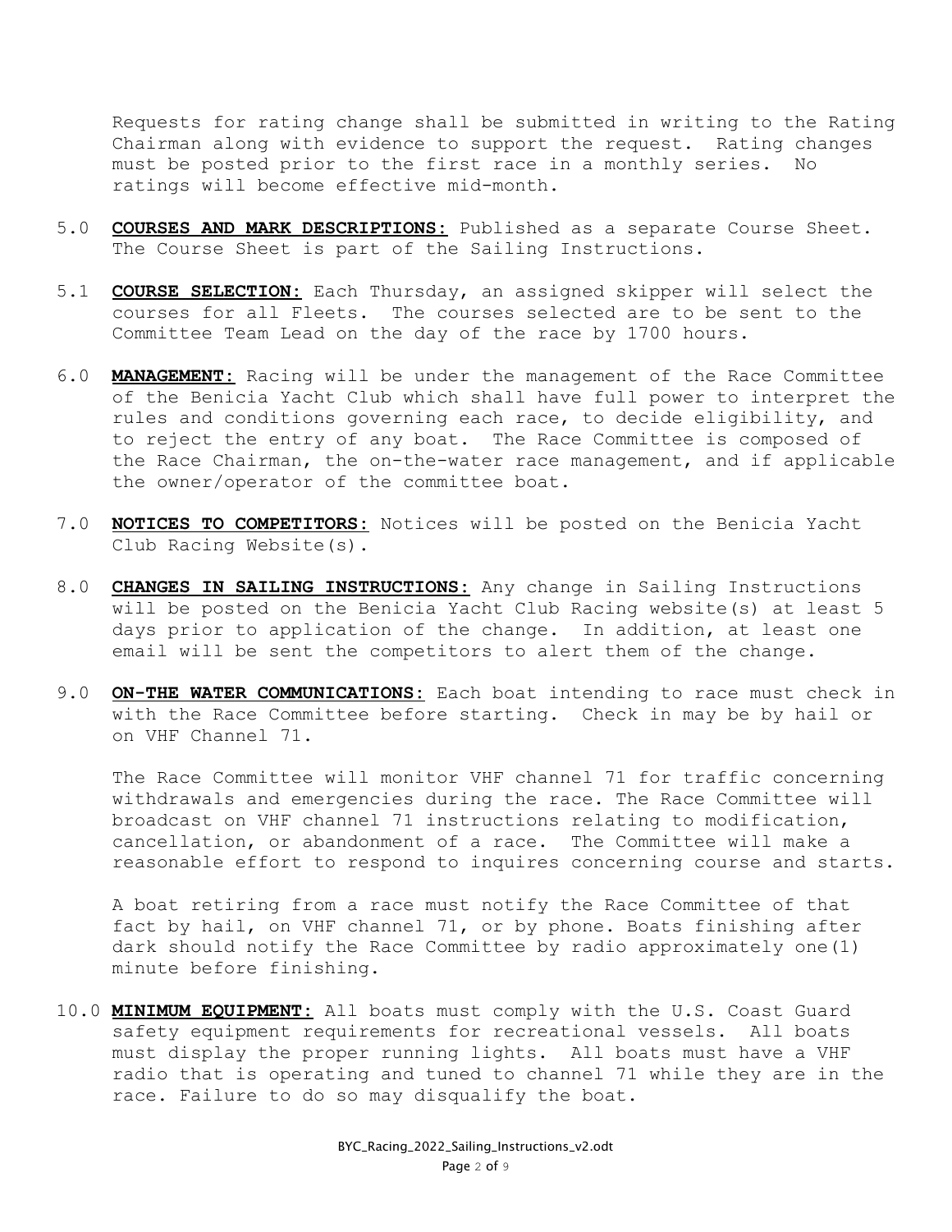Requests for rating change shall be submitted in writing to the Rating Chairman along with evidence to support the request. Rating changes must be posted prior to the first race in a monthly series. No ratings will become effective mid-month.

5.0 **COURSES AND MARK DESCRIPTIONS:** Published as a separate Course Sheet. The Course Sheet is part of the Sailing Instructions.

5.1 **COURSE SELECTION:** Each Thursday, an assigned skipper will select the courses for all Fleets. The courses selected are to be sent to the Committee Team Lead on the day of the race by 1700 hours.

6.0 **MANAGEMENT:** Racing will be under the management of the Race Committee of the Benicia Yacht Club which shall have full power to interpret the rules and conditions governing each race, to decide eligibility, and to reject the entry of any boat. The Race Committee is composed of the Race Chairman, the on-the-water race management, and if applicable the owner/operator of the committee boat.

7.0 **NOTICES TO COMPETITORS:** Notices will be posted on the Benicia Yacht Club Racing Website(s).

8.0 **CHANGES IN SAILING INSTRUCTIONS:** Any change in Sailing Instructions will be posted on the Benicia Yacht Club Racing website(s) at least 5 days prior to application of the change. In addition, at least one email will be sent the competitors to alert them of the change.

9.0 **ON-THE WATER COMMUNICATIONS:** Each boat intending to race must check in with the Race Committee before starting. Check in may be by hail or on VHF Channel 71.

The Race Committee will monitor VHF channel 71 for traffic concerning withdrawals and emergencies during the race. The Race Committee will broadcast on VHF channel 71 instructions relating to modification, cancellation, or abandonment of a race. The Committee will make a reasonable effort to respond to inquires concerning course and starts.

A boat retiring from a race must notify the Race Committee of that fact by hail, on VHF channel 71, or by phone. Boats finishing after dark should notify the Race Committee by radio approximately one(1) minute before finishing.

10.0 **MINIMUM EQUIPMENT:** All boats must comply with the U.S. Coast Guard safety equipment requirements for recreational vessels. All boats must display the proper running lights. All boats must have a VHF radio that is operating and tuned to channel 71 while they are in the race. Failure to do so may disqualify the boat.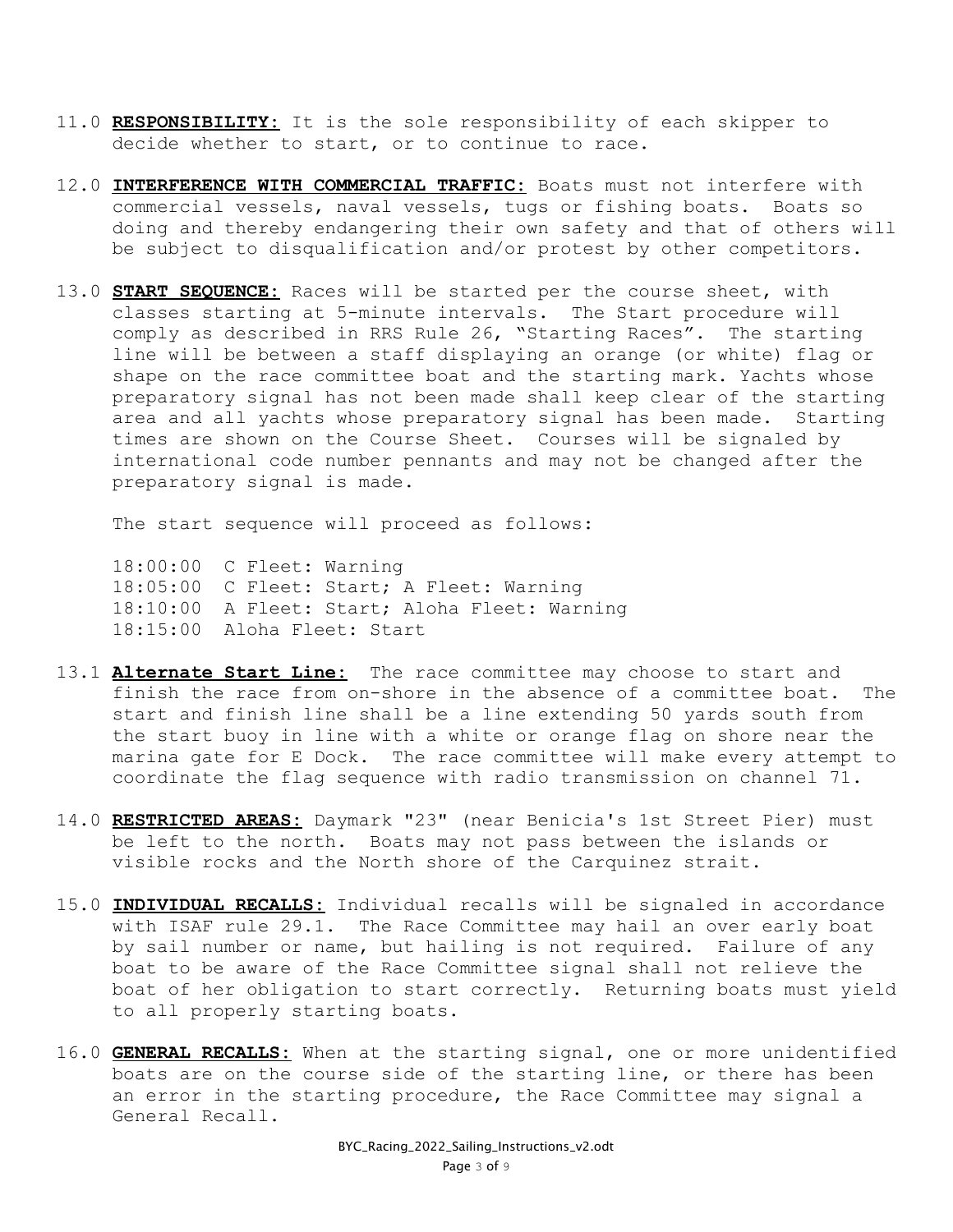11.0 **RESPONSIBILITY:** It is the sole responsibility of each skipper to decide whether to start, or to continue to race.

12.0 **INTERFERENCE WITH COMMERCIAL TRAFFIC:** Boats must not interfere with commercial vessels, naval vessels, tugs or fishing boats. Boats so doing and thereby endangering their own safety and that of others will be subject to disqualification and/or protest by other competitors.

13.0 **START SEQUENCE:** Races will be started per the course sheet, with classes starting at 5-minute intervals. The Start procedure will comply as described in RRS Rule 26, "Starting Races". The starting line will be between a staff displaying an orange (or white) flag or shape on the race committee boat and the starting mark. Yachts whose preparatory signal has not been made shall keep clear of the starting area and all yachts whose preparatory signal has been made. Starting times are shown on the Course Sheet. Courses will be signaled by international code number pennants and may not be changed after the preparatory signal is made.

The start sequence will proceed as follows:

18:00:00 C Fleet: Warning
18:05:00 C Fleet: Start; A Fleet: Warning
18:10:00 A Fleet: Start; Aloha Fleet: Warning
18:15:00 Aloha Fleet: Start

13.1 **Alternate Start Line:** The race committee may choose to start and finish the race from on-shore in the absence of a committee boat. The start and finish line shall be a line extending 50 yards south from the start buoy in line with a white or orange flag on shore near the marina gate for E Dock. The race committee will make every attempt to coordinate the flag sequence with radio transmission on channel 71.

14.0 **RESTRICTED AREAS:** Daymark "23" (near Benicia's 1st Street Pier) must be left to the north. Boats may not pass between the islands or visible rocks and the North shore of the Carquinez strait.

15.0 **INDIVIDUAL RECALLS:** Individual recalls will be signaled in accordance with ISAF rule 29.1. The Race Committee may hail an over early boat by sail number or name, but hailing is not required. Failure of any boat to be aware of the Race Committee signal shall not relieve the boat of her obligation to start correctly. Returning boats must yield to all properly starting boats.

16.0 **GENERAL RECALLS:** When at the starting signal, one or more unidentified boats are on the course side of the starting line, or there has been an error in the starting procedure, the Race Committee may signal a General Recall.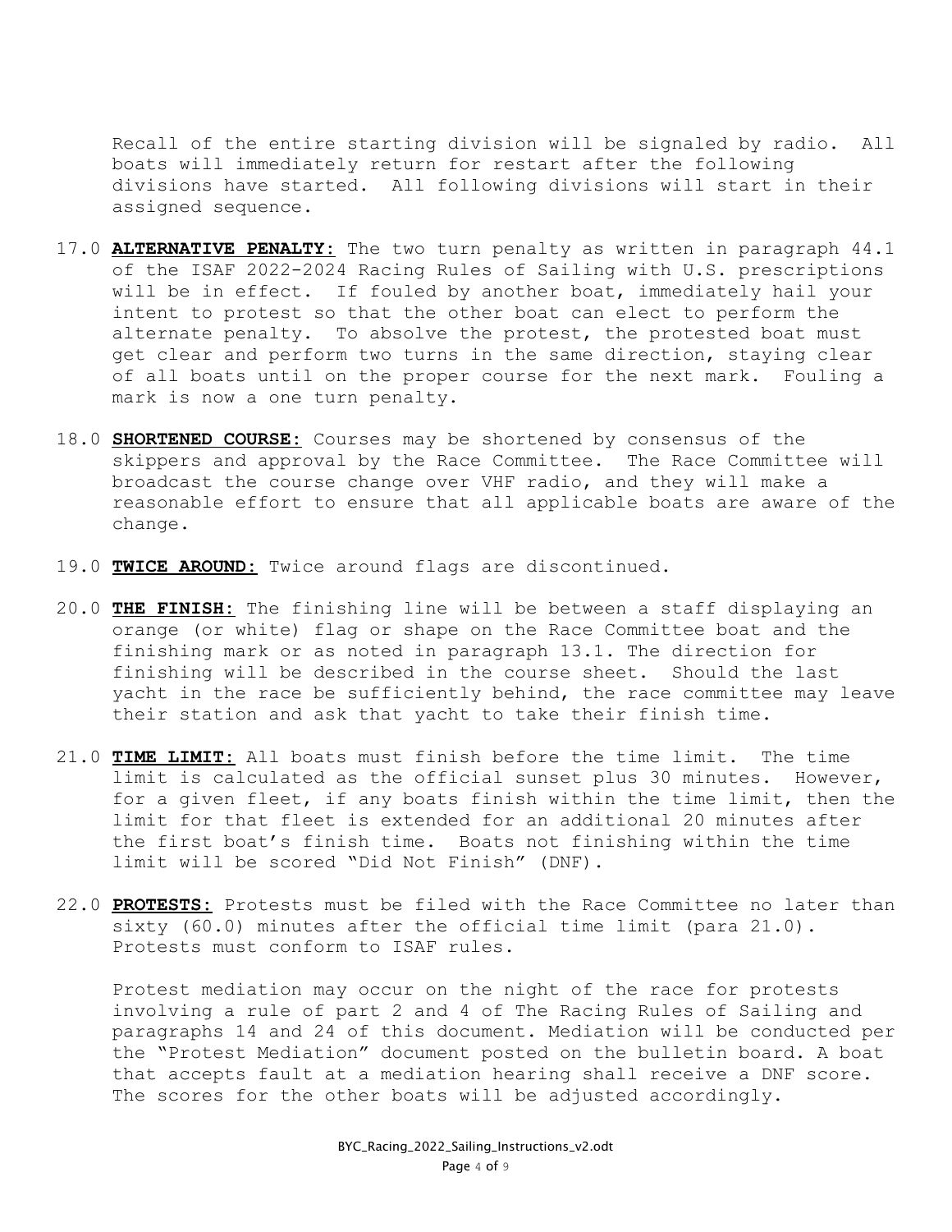Recall of the entire starting division will be signaled by radio. All boats will immediately return for restart after the following divisions have started. All following divisions will start in their assigned sequence.

17.0 **ALTERNATIVE PENALTY:** The two turn penalty as written in paragraph 44.1 of the ISAF 2022-2024 Racing Rules of Sailing with U.S. prescriptions will be in effect. If fouled by another boat, immediately hail your intent to protest so that the other boat can elect to perform the alternate penalty. To absolve the protest, the protested boat must get clear and perform two turns in the same direction, staying clear of all boats until on the proper course for the next mark. Fouling a mark is now a one turn penalty.

18.0 **SHORTENED COURSE:** Courses may be shortened by consensus of the skippers and approval by the Race Committee. The Race Committee will broadcast the course change over VHF radio, and they will make a reasonable effort to ensure that all applicable boats are aware of the change.

19.0 **TWICE AROUND:** Twice around flags are discontinued.

20.0 **THE FINISH:** The finishing line will be between a staff displaying an orange (or white) flag or shape on the Race Committee boat and the finishing mark or as noted in paragraph 13.1. The direction for finishing will be described in the course sheet. Should the last yacht in the race be sufficiently behind, the race committee may leave their station and ask that yacht to take their finish time.

21.0 **TIME LIMIT:** All boats must finish before the time limit. The time limit is calculated as the official sunset plus 30 minutes. However, for a given fleet, if any boats finish within the time limit, then the limit for that fleet is extended for an additional 20 minutes after the first boat's finish time. Boats not finishing within the time limit will be scored "Did Not Finish" (DNF).

22.0 **PROTESTS:** Protests must be filed with the Race Committee no later than sixty (60.0) minutes after the official time limit (para 21.0). Protests must conform to ISAF rules.

Protest mediation may occur on the night of the race for protests involving a rule of part 2 and 4 of The Racing Rules of Sailing and paragraphs 14 and 24 of this document. Mediation will be conducted per the "Protest Mediation" document posted on the bulletin board. A boat that accepts fault at a mediation hearing shall receive a DNF score. The scores for the other boats will be adjusted accordingly.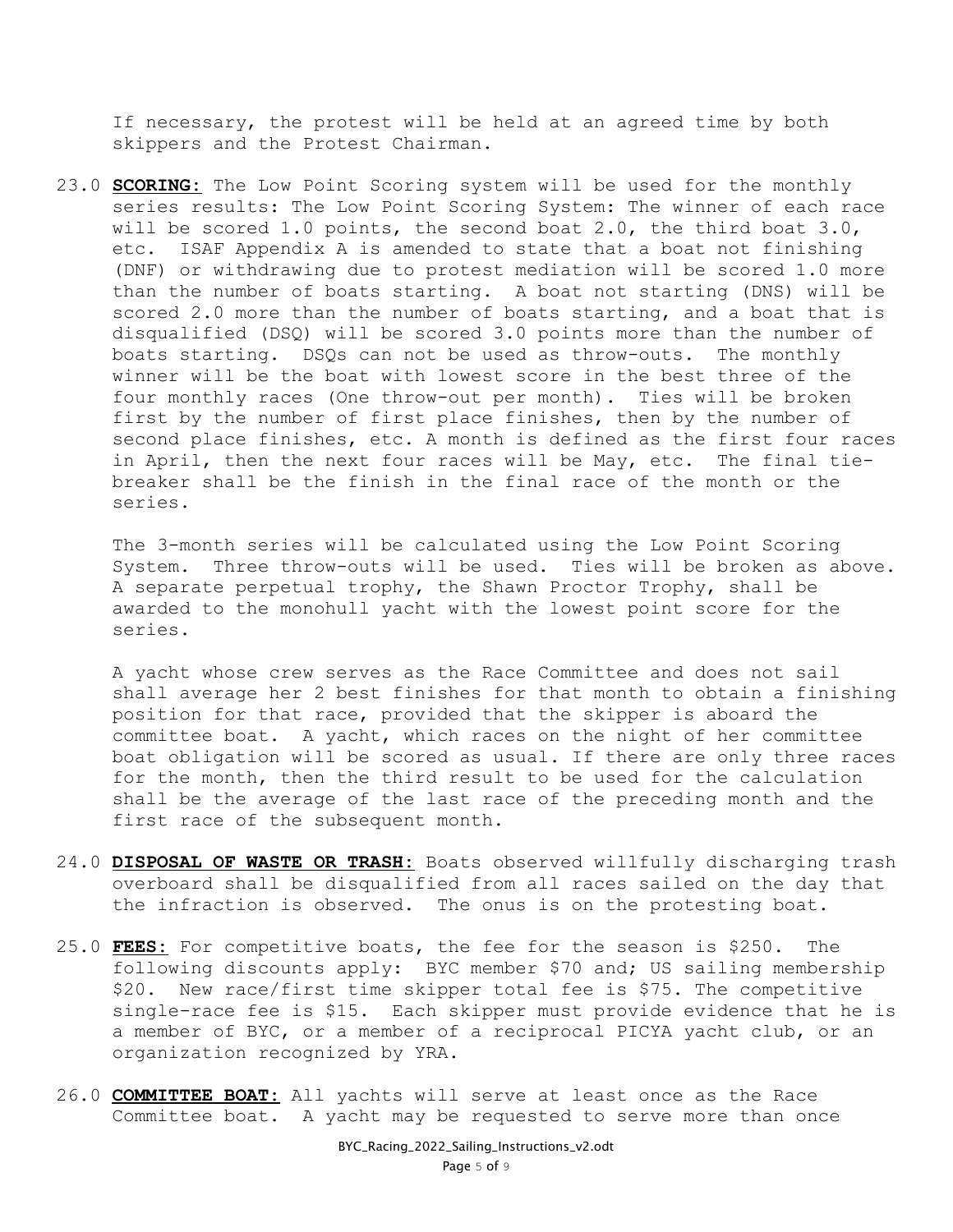If necessary, the protest will be held at an agreed time by both skippers and the Protest Chairman.

23.0 **SCORING:** The Low Point Scoring system will be used for the monthly series results: The Low Point Scoring System: The winner of each race will be scored 1.0 points, the second boat 2.0, the third boat 3.0, etc. ISAF Appendix A is amended to state that a boat not finishing (DNF) or withdrawing due to protest mediation will be scored 1.0 more than the number of boats starting. A boat not starting (DNS) will be scored 2.0 more than the number of boats starting, and a boat that is disqualified (DSQ) will be scored 3.0 points more than the number of boats starting. DSQs can not be used as throw-outs. The monthly winner will be the boat with lowest score in the best three of the four monthly races (One throw-out per month). Ties will be broken first by the number of first place finishes, then by the number of second place finishes, etc. A month is defined as the first four races in April, then the next four races will be May, etc. The final tie-breaker shall be the finish in the final race of the month or the series.

The 3-month series will be calculated using the Low Point Scoring System. Three throw-outs will be used. Ties will be broken as above. A separate perpetual trophy, the Shawn Proctor Trophy, shall be awarded to the monohull yacht with the lowest point score for the series.

A yacht whose crew serves as the Race Committee and does not sail shall average her 2 best finishes for that month to obtain a finishing position for that race, provided that the skipper is aboard the committee boat. A yacht, which races on the night of her committee boat obligation will be scored as usual. If there are only three races for the month, then the third result to be used for the calculation shall be the average of the last race of the preceding month and the first race of the subsequent month.

24.0 **DISPOSAL OF WASTE OR TRASH:** Boats observed willfully discharging trash overboard shall be disqualified from all races sailed on the day that the infraction is observed. The onus is on the protesting boat.

25.0 **FEES:** For competitive boats, the fee for the season is $250. The following discounts apply: BYC member $70 and; US sailing membership $20. New race/first time skipper total fee is $75. The competitive single-race fee is $15. Each skipper must provide evidence that he is a member of BYC, or a member of a reciprocal PICYA yacht club, or an organization recognized by YRA.

26.0 **COMMITTEE BOAT:** All yachts will serve at least once as the Race Committee boat. A yacht may be requested to serve more than once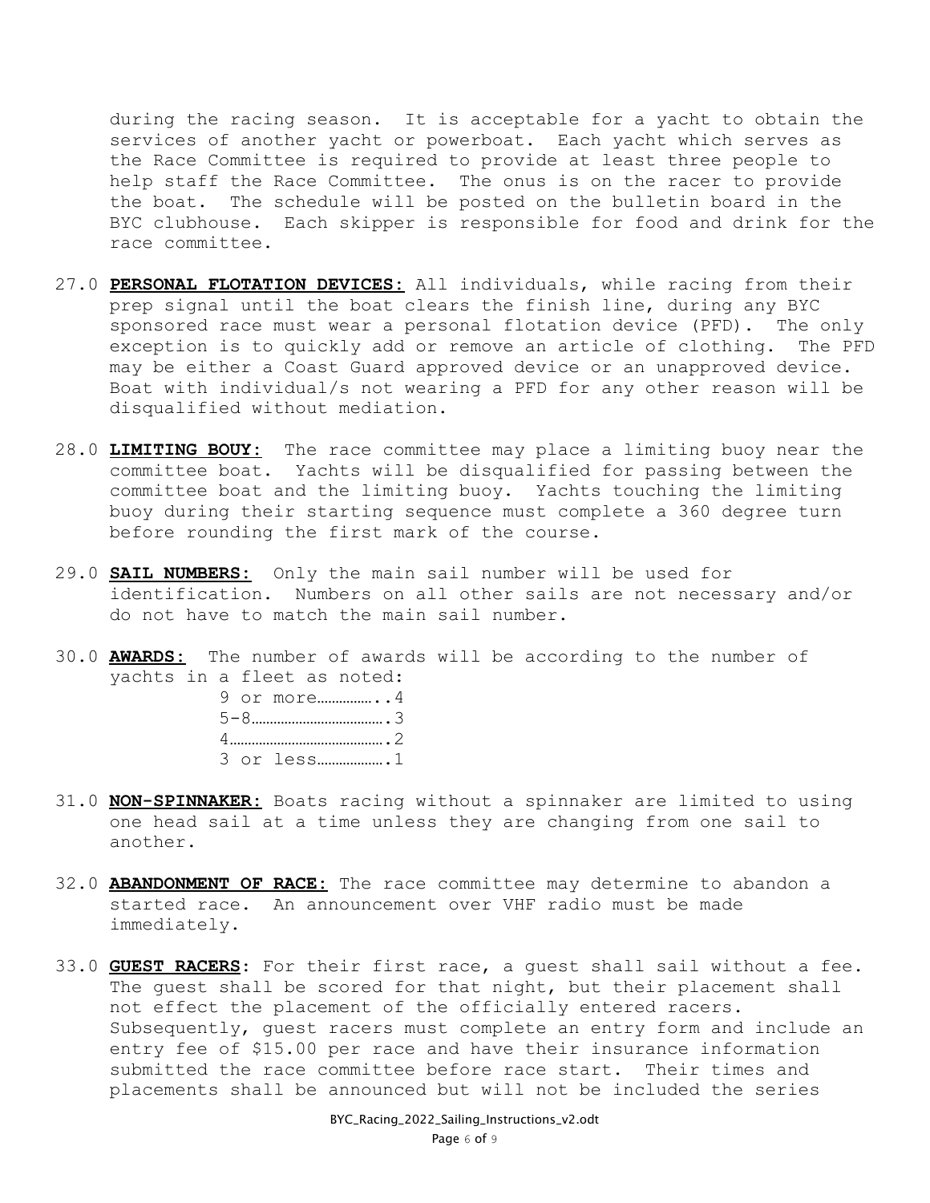during the racing season. It is acceptable for a yacht to obtain the services of another yacht or powerboat. Each yacht which serves as the Race Committee is required to provide at least three people to help staff the Race Committee. The onus is on the racer to provide the boat. The schedule will be posted on the bulletin board in the BYC clubhouse. Each skipper is responsible for food and drink for the race committee.

27.0 **PERSONAL FLOTATION DEVICES:** All individuals, while racing from their prep signal until the boat clears the finish line, during any BYC sponsored race must wear a personal flotation device (PFD). The only exception is to quickly add or remove an article of clothing. The PFD may be either a Coast Guard approved device or an unapproved device. Boat with individual/s not wearing a PFD for any other reason will be disqualified without mediation.

28.0 **LIMITING BOUY:** The race committee may place a limiting buoy near the committee boat. Yachts will be disqualified for passing between the committee boat and the limiting buoy. Yachts touching the limiting buoy during their starting sequence must complete a 360 degree turn before rounding the first mark of the course.

29.0 **SAIL NUMBERS:** Only the main sail number will be used for identification. Numbers on all other sails are not necessary and/or do not have to match the main sail number.

30.0 **AWARDS:** The number of awards will be according to the number of yachts in a fleet as noted:

9 or more……………..4
5-8……………………………….3
4…………………………………….2
3 or less………………..1

31.0 **NON-SPINNAKER:** Boats racing without a spinnaker are limited to using one head sail at a time unless they are changing from one sail to another.

32.0 **ABANDONMENT OF RACE:** The race committee may determine to abandon a started race. An announcement over VHF radio must be made immediately.

33.0 **GUEST RACERS:** For their first race, a guest shall sail without a fee. The guest shall be scored for that night, but their placement shall not effect the placement of the officially entered racers. Subsequently, guest racers must complete an entry form and include an entry fee of $15.00 per race and have their insurance information submitted the race committee before race start. Their times and placements shall be announced but will not be included the series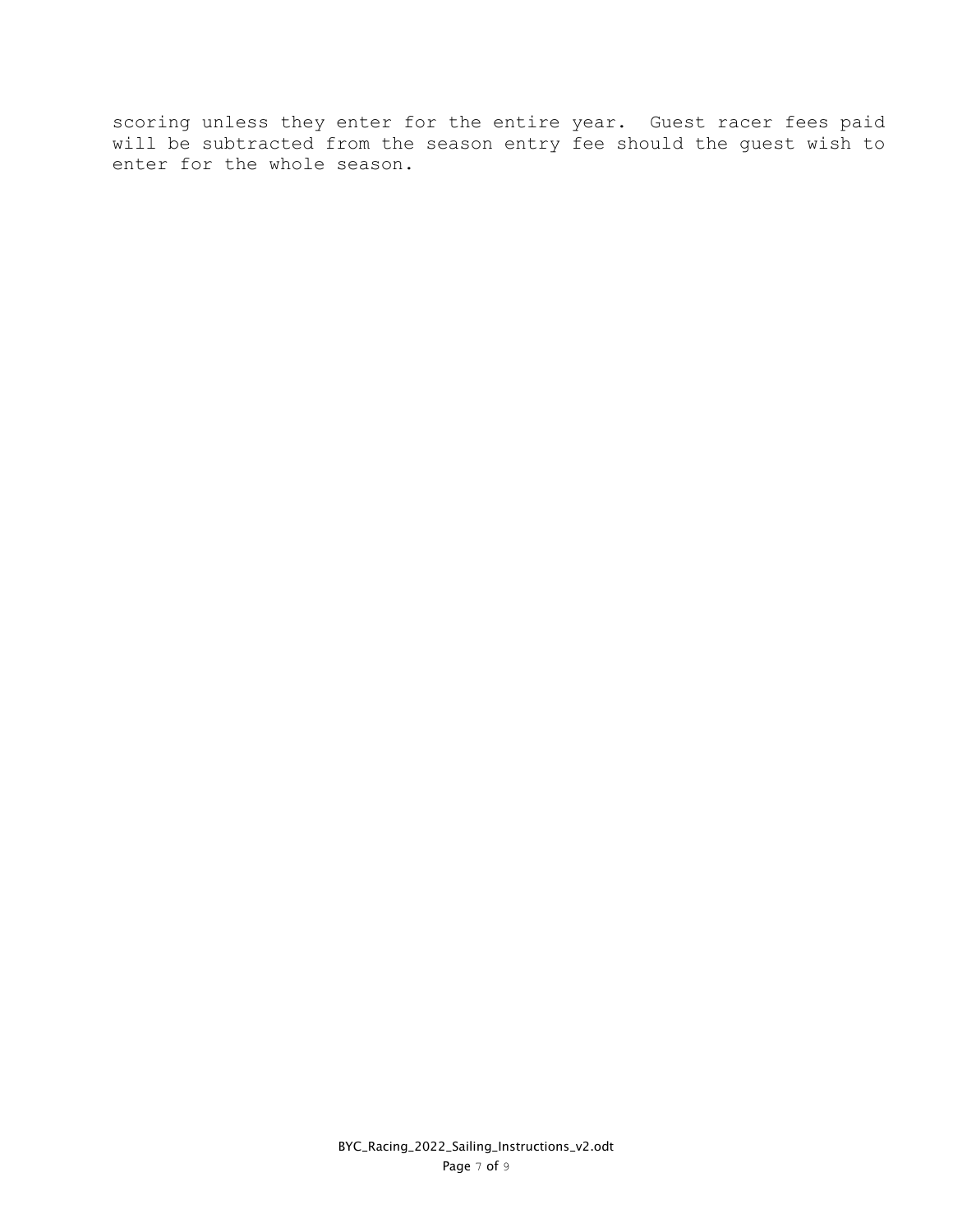scoring unless they enter for the entire year. Guest racer fees paid will be subtracted from the season entry fee should the guest wish to enter for the whole season.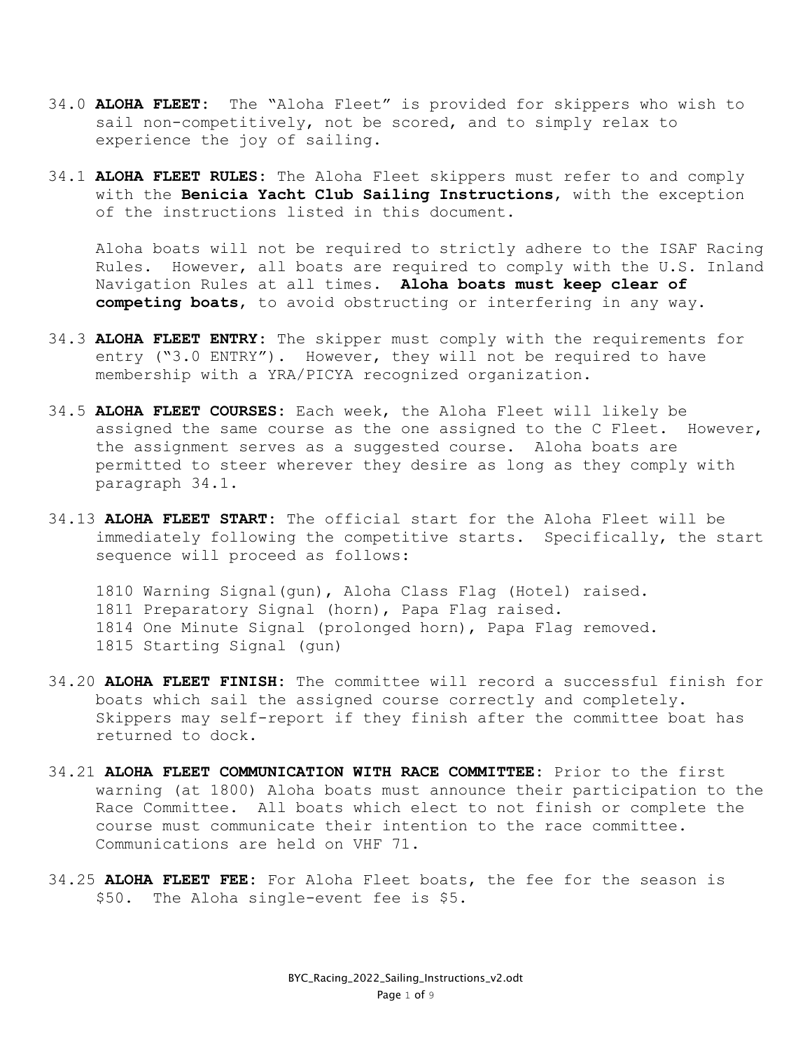34.0 **ALOHA FLEET:** The "Aloha Fleet" is provided for skippers who wish to sail non-competitively, not be scored, and to simply relax to experience the joy of sailing.

34.1 **ALOHA FLEET RULES:** The Aloha Fleet skippers must refer to and comply with the **Benicia Yacht Club Sailing Instructions**, with the exception of the instructions listed in this document.

Aloha boats will not be required to strictly adhere to the ISAF Racing Rules. However, all boats are required to comply with the U.S. Inland Navigation Rules at all times. **Aloha boats must keep clear of competing boats**, to avoid obstructing or interfering in any way.

34.3 **ALOHA FLEET ENTRY:** The skipper must comply with the requirements for entry ("3.0 ENTRY"). However, they will not be required to have membership with a YRA/PICYA recognized organization.

34.5 **ALOHA FLEET COURSES:** Each week, the Aloha Fleet will likely be assigned the same course as the one assigned to the C Fleet. However, the assignment serves as a suggested course. Aloha boats are permitted to steer wherever they desire as long as they comply with paragraph 34.1.

34.13 **ALOHA FLEET START:** The official start for the Aloha Fleet will be immediately following the competitive starts. Specifically, the start sequence will proceed as follows:

1810 Warning Signal(gun), Aloha Class Flag (Hotel) raised.
1811 Preparatory Signal (horn), Papa Flag raised.
1814 One Minute Signal (prolonged horn), Papa Flag removed.
1815 Starting Signal (gun)

34.20 **ALOHA FLEET FINISH:** The committee will record a successful finish for boats which sail the assigned course correctly and completely. Skippers may self-report if they finish after the committee boat has returned to dock.

34.21 **ALOHA FLEET COMMUNICATION WITH RACE COMMITTEE:** Prior to the first warning (at 1800) Aloha boats must announce their participation to the Race Committee. All boats which elect to not finish or complete the course must communicate their intention to the race committee. Communications are held on VHF 71.

34.25 **ALOHA FLEET FEE:** For Aloha Fleet boats, the fee for the season is $50. The Aloha single-event fee is $5.